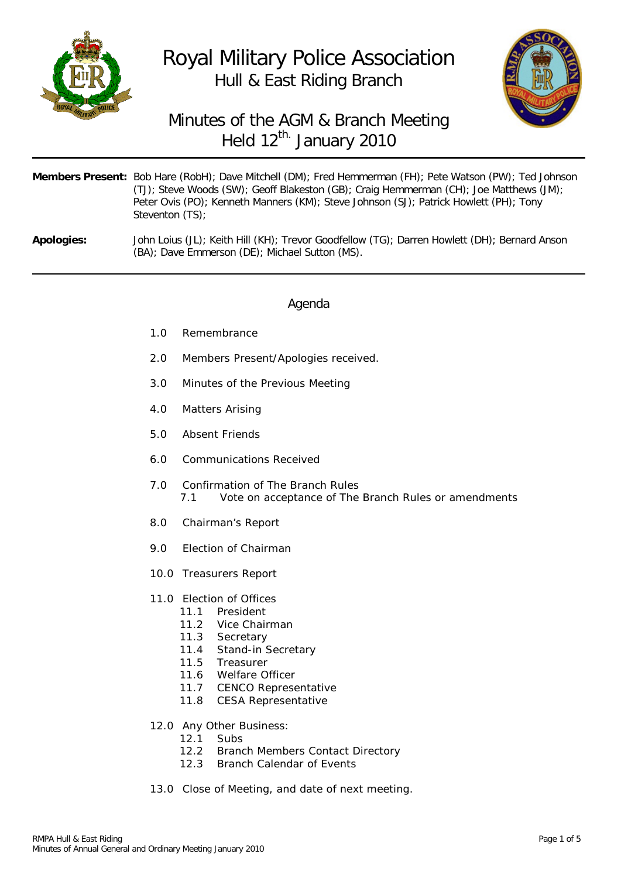# Royal Military Police Association

## Hull & East Riding Branch

## Minutes of the AGM & Branch Meeting Held 12th. January 2010

**Members Present:** Bob Hare (RobH); Dave Mitchell (DM); Fred Hemmerman (FH); Pete Watson (PW); Ted Johnson (TJ); Steve Woods (SW); Geoff Blakeston (GB); Craig Hemmerman (CH); Joe Matthews (JM); Peter Ovis (PO); Kenneth Manners (KM); Steve Johnson (SJ); Patrick Howlett (PH); Tony Steventon (TS);

**Apologies:** John Loius (JL); Keith Hill (KH); Trevor Goodfellow (TG); Darren Howlett (DH); Bernard Anson (BA); Dave Emmerson (DE); Michael Sutton (MS).

---

### Agenda

1.0 Remembrance

2.0 Members Present/Apologies received.

3.0 Minutes of the Previous Meeting

4.0 Matters Arising

5.0 Absent Friends

6.0 Communications Received

7.0 Confirmation of The Branch Rules
- 7.1 Vote on acceptance of The Branch Rules or amendments

8.0 Chairman's Report

9.0 Election of Chairman

10.0 Treasurers Report

11.0 Election of Offices
- 11.1 President
- 11.2 Vice Chairman
- 11.3 Secretary
- 11.4 Stand-in Secretary
- 11.5 Treasurer
- 11.6 Welfare Officer
- 11.7 CENCO Representative
- 11.8 CESA Representative

12.0 Any Other Business:
- 12.1 Subs
- 12.2 Branch Members Contact Directory
- 12.3 Branch Calendar of Events

13.0 Close of Meeting, and date of next meeting.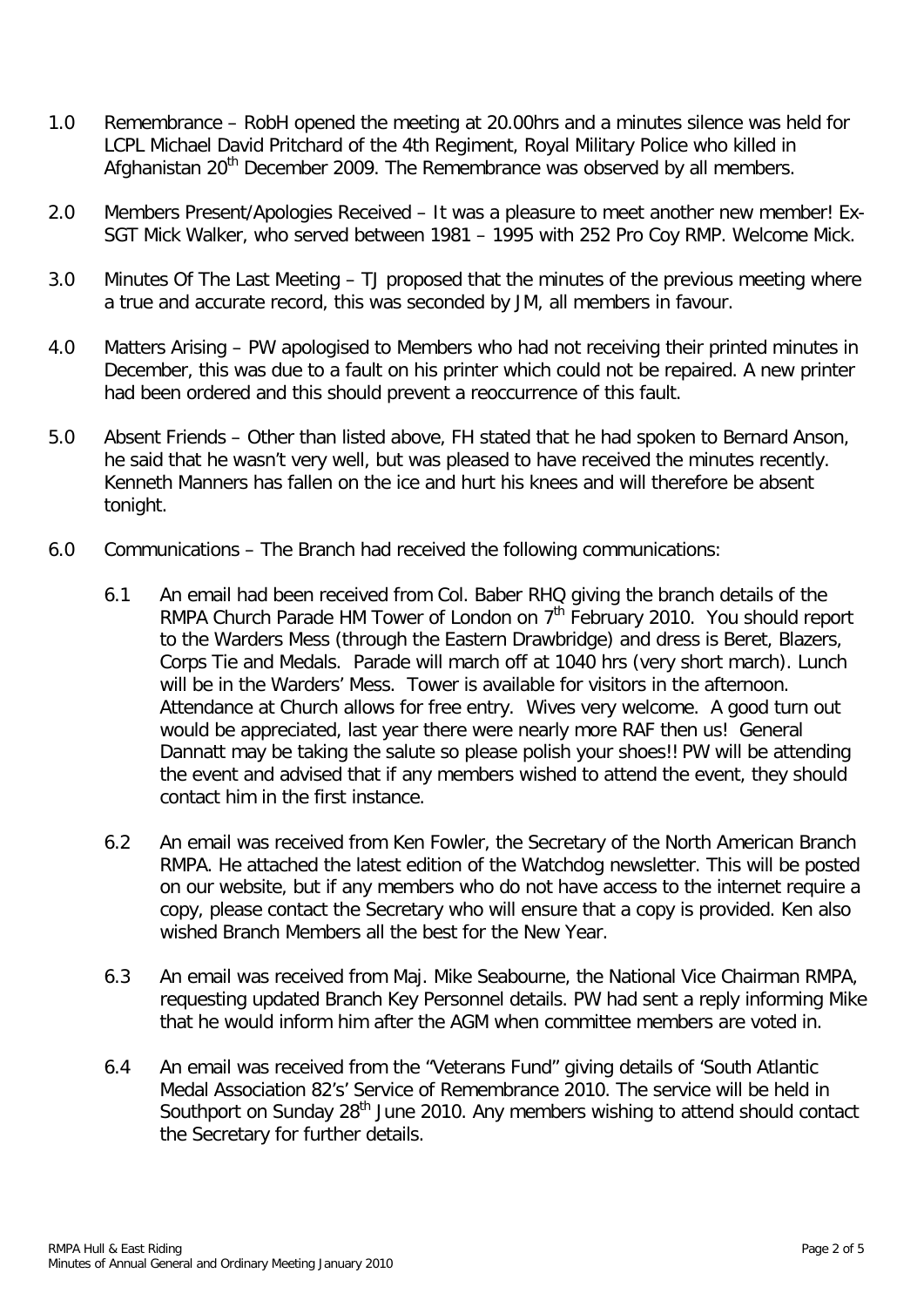1.0 Remembrance – RobH opened the meeting at 20.00hrs and a minutes silence was held for LCPL Michael David Pritchard of the 4th Regiment, Royal Military Police who killed in Afghanistan 20th December 2009. The Remembrance was observed by all members.

2.0 Members Present/Apologies Received – It was a pleasure to meet another new member! Ex-SGT Mick Walker, who served between 1981 – 1995 with 252 Pro Coy RMP. Welcome Mick.

3.0 Minutes Of The Last Meeting – TJ proposed that the minutes of the previous meeting where a true and accurate record, this was seconded by JM, all members in favour.

4.0 Matters Arising – PW apologised to Members who had not receiving their printed minutes in December, this was due to a fault on his printer which could not be repaired. A new printer had been ordered and this should prevent a reoccurrence of this fault.

5.0 Absent Friends – Other than listed above, FH stated that he had spoken to Bernard Anson, he said that he wasn't very well, but was pleased to have received the minutes recently. Kenneth Manners has fallen on the ice and hurt his knees and will therefore be absent tonight.

6.0 Communications – The Branch had received the following communications:

6.1 An email had been received from Col. Baber RHQ giving the branch details of the RMPA Church Parade HM Tower of London on 7th February 2010. You should report to the Warders Mess (through the Eastern Drawbridge) and dress is Beret, Blazers, Corps Tie and Medals. Parade will march off at 1040 hrs (very short march). Lunch will be in the Warders' Mess. Tower is available for visitors in the afternoon. Attendance at Church allows for free entry. Wives very welcome. A good turn out would be appreciated, last year there were nearly more RAF then us! General Dannatt may be taking the salute so please polish your shoes!! PW will be attending the event and advised that if any members wished to attend the event, they should contact him in the first instance.

6.2 An email was received from Ken Fowler, the Secretary of the North American Branch RMPA. He attached the latest edition of the Watchdog newsletter. This will be posted on our website, but if any members who do not have access to the internet require a copy, please contact the Secretary who will ensure that a copy is provided. Ken also wished Branch Members all the best for the New Year.

6.3 An email was received from Maj. Mike Seabourne, the National Vice Chairman RMPA, requesting updated Branch Key Personnel details. PW had sent a reply informing Mike that he would inform him after the AGM when committee members are voted in.

6.4 An email was received from the "Veterans Fund" giving details of 'South Atlantic Medal Association 82's' Service of Remembrance 2010. The service will be held in Southport on Sunday 28th June 2010. Any members wishing to attend should contact the Secretary for further details.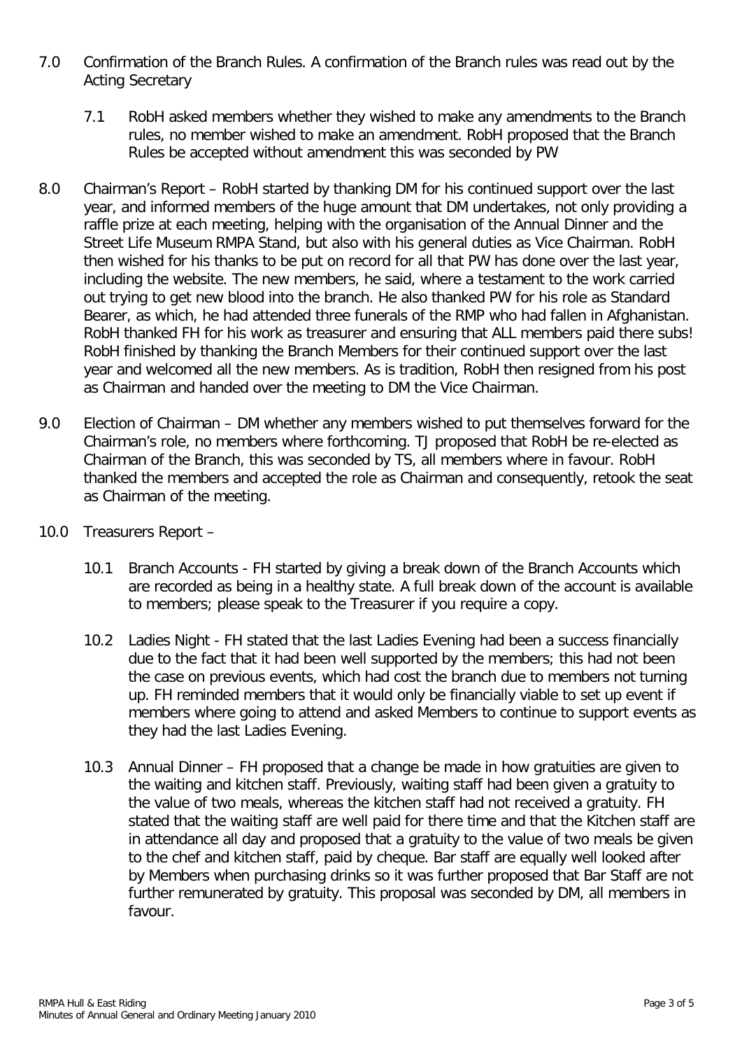7.0 Confirmation of the Branch Rules. A confirmation of the Branch rules was read out by the Acting Secretary

   7.1 RobH asked members whether they wished to make any amendments to the Branch rules, no member wished to make an amendment. RobH proposed that the Branch Rules be accepted without amendment this was seconded by PW

8.0 Chairman's Report – RobH started by thanking DM for his continued support over the last year, and informed members of the huge amount that DM undertakes, not only providing a raffle prize at each meeting, helping with the organisation of the Annual Dinner and the Street Life Museum RMPA Stand, but also with his general duties as Vice Chairman. RobH then wished for his thanks to be put on record for all that PW has done over the last year, including the website. The new members, he said, where a testament to the work carried out trying to get new blood into the branch. He also thanked PW for his role as Standard Bearer, as which, he had attended three funerals of the RMP who had fallen in Afghanistan. RobH thanked FH for his work as treasurer and ensuring that ALL members paid there subs! RobH finished by thanking the Branch Members for their continued support over the last year and welcomed all the new members. As is tradition, RobH then resigned from his post as Chairman and handed over the meeting to DM the Vice Chairman.

9.0 Election of Chairman – DM whether any members wished to put themselves forward for the Chairman's role, no members where forthcoming. TJ proposed that RobH be re-elected as Chairman of the Branch, this was seconded by TS, all members where in favour. RobH thanked the members and accepted the role as Chairman and consequently, retook the seat as Chairman of the meeting.

10.0 Treasurers Report –

   10.1 Branch Accounts - FH started by giving a break down of the Branch Accounts which are recorded as being in a healthy state. A full break down of the account is available to members; please speak to the Treasurer if you require a copy.

   10.2 Ladies Night - FH stated that the last Ladies Evening had been a success financially due to the fact that it had been well supported by the members; this had not been the case on previous events, which had cost the branch due to members not turning up. FH reminded members that it would only be financially viable to set up event if members where going to attend and asked Members to continue to support events as they had the last Ladies Evening.

   10.3 Annual Dinner – FH proposed that a change be made in how gratuities are given to the waiting and kitchen staff. Previously, waiting staff had been given a gratuity to the value of two meals, whereas the kitchen staff had not received a gratuity. FH stated that the waiting staff are well paid for there time and that the Kitchen staff are in attendance all day and proposed that a gratuity to the value of two meals be given to the chef and kitchen staff, paid by cheque. Bar staff are equally well looked after by Members when purchasing drinks so it was further proposed that Bar Staff are not further remunerated by gratuity. This proposal was seconded by DM, all members in favour.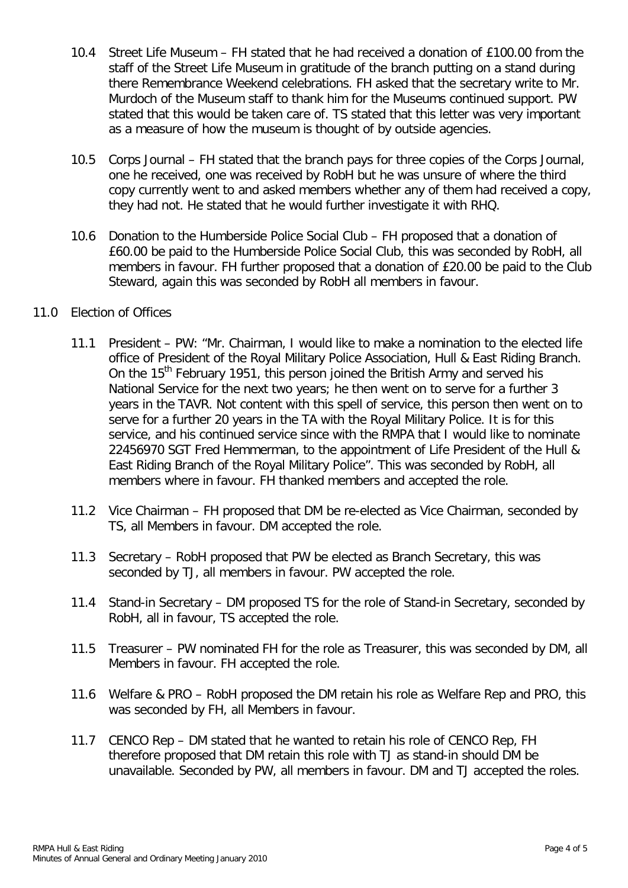10.4 Street Life Museum – FH stated that he had received a donation of £100.00 from the staff of the Street Life Museum in gratitude of the branch putting on a stand during there Remembrance Weekend celebrations. FH asked that the secretary write to Mr. Murdoch of the Museum staff to thank him for the Museums continued support. PW stated that this would be taken care of. TS stated that this letter was very important as a measure of how the museum is thought of by outside agencies.

10.5 Corps Journal – FH stated that the branch pays for three copies of the Corps Journal, one he received, one was received by RobH but he was unsure of where the third copy currently went to and asked members whether any of them had received a copy, they had not. He stated that he would further investigate it with RHQ.

10.6 Donation to the Humberside Police Social Club – FH proposed that a donation of £60.00 be paid to the Humberside Police Social Club, this was seconded by RobH, all members in favour. FH further proposed that a donation of £20.00 be paid to the Club Steward, again this was seconded by RobH all members in favour.

11.0 Election of Offices

11.1 President – PW: "Mr. Chairman, I would like to make a nomination to the elected life office of President of the Royal Military Police Association, Hull & East Riding Branch. On the 15th February 1951, this person joined the British Army and served his National Service for the next two years; he then went on to serve for a further 3 years in the TAVR. Not content with this spell of service, this person then went on to serve for a further 20 years in the TA with the Royal Military Police. It is for this service, and his continued service since with the RMPA that I would like to nominate 22456970 SGT Fred Hemmerman, to the appointment of Life President of the Hull & East Riding Branch of the Royal Military Police". This was seconded by RobH, all members where in favour. FH thanked members and accepted the role.

11.2 Vice Chairman – FH proposed that DM be re-elected as Vice Chairman, seconded by TS, all Members in favour. DM accepted the role.

11.3 Secretary – RobH proposed that PW be elected as Branch Secretary, this was seconded by TJ, all members in favour. PW accepted the role.

11.4 Stand-in Secretary – DM proposed TS for the role of Stand-in Secretary, seconded by RobH, all in favour, TS accepted the role.

11.5 Treasurer – PW nominated FH for the role as Treasurer, this was seconded by DM, all Members in favour. FH accepted the role.

11.6 Welfare & PRO – RobH proposed the DM retain his role as Welfare Rep and PRO, this was seconded by FH, all Members in favour.

11.7 CENCO Rep – DM stated that he wanted to retain his role of CENCO Rep, FH therefore proposed that DM retain this role with TJ as stand-in should DM be unavailable. Seconded by PW, all members in favour. DM and TJ accepted the roles.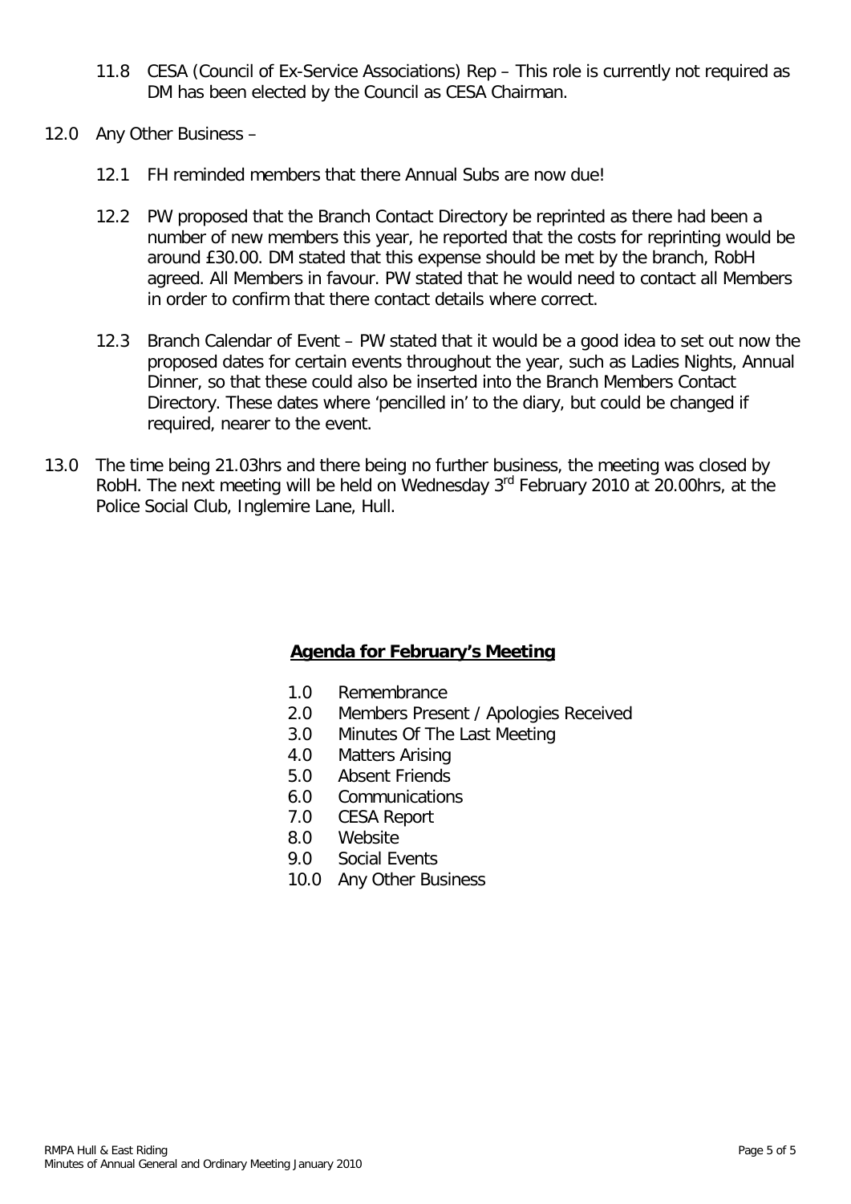11.8 CESA (Council of Ex-Service Associations) Rep – This role is currently not required as DM has been elected by the Council as CESA Chairman.

12.0 Any Other Business –

12.1 FH reminded members that there Annual Subs are now due!

12.2 PW proposed that the Branch Contact Directory be reprinted as there had been a number of new members this year, he reported that the costs for reprinting would be around £30.00. DM stated that this expense should be met by the branch, RobH agreed. All Members in favour. PW stated that he would need to contact all Members in order to confirm that there contact details where correct.

12.3 Branch Calendar of Event – PW stated that it would be a good idea to set out now the proposed dates for certain events throughout the year, such as Ladies Nights, Annual Dinner, so that these could also be inserted into the Branch Members Contact Directory. These dates where 'pencilled in' to the diary, but could be changed if required, nearer to the event.

13.0 The time being 21.03hrs and there being no further business, the meeting was closed by RobH. The next meeting will be held on Wednesday 3rd February 2010 at 20.00hrs, at the Police Social Club, Inglemire Lane, Hull.

## **Agenda for February's Meeting**

1.0 Remembrance
2.0 Members Present / Apologies Received
3.0 Minutes Of The Last Meeting
4.0 Matters Arising
5.0 Absent Friends
6.0 Communications
7.0 CESA Report
8.0 Website
9.0 Social Events
10.0 Any Other Business